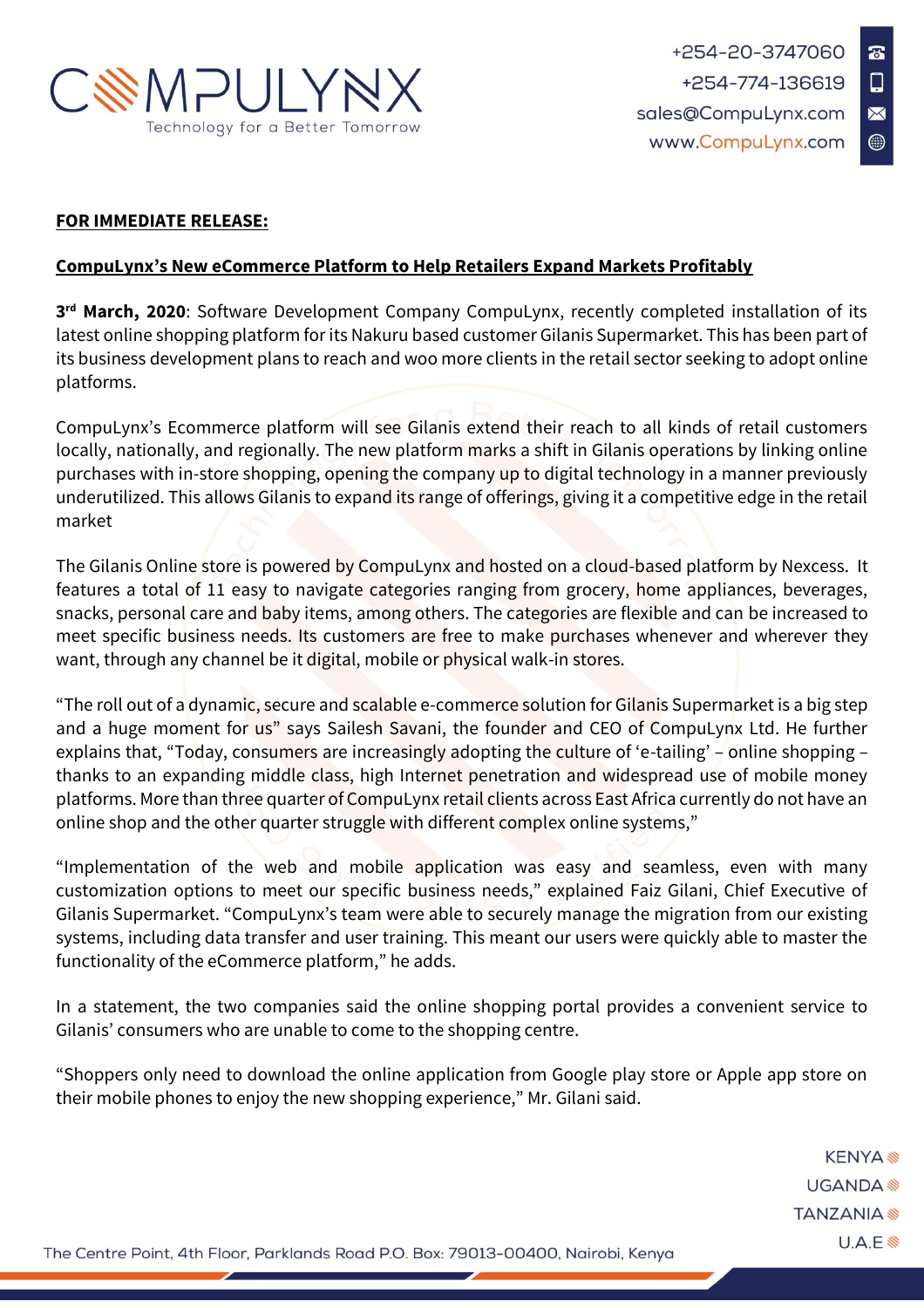**FOR IMMEDIATE RELEASE:**

**CompuLynx's New eCommerce Platform to Help Retailers Expand Markets Profitably**

**3rd March, 2020**: Software Development Company CompuLynx, recently completed installation of its latest online shopping platform for its Nakuru based customer Gilanis Supermarket. This has been part of its business development plans to reach and woo more clients in the retail sector seeking to adopt online platforms.

CompuLynx's Ecommerce platform will see Gilanis extend their reach to all kinds of retail customers locally, nationally, and regionally. The new platform marks a shift in Gilanis operations by linking online purchases with in-store shopping, opening the company up to digital technology in a manner previously underutilized. This allows Gilanis to expand its range of offerings, giving it a competitive edge in the retail market

The Gilanis Online store is powered by CompuLynx and hosted on a cloud-based platform by Nexcess. It features a total of 11 easy to navigate categories ranging from grocery, home appliances, beverages, snacks, personal care and baby items, among others. The categories are flexible and can be increased to meet specific business needs. Its customers are free to make purchases whenever and wherever they want, through any channel be it digital, mobile or physical walk-in stores.

"The roll out of a dynamic, secure and scalable e-commerce solution for Gilanis Supermarket is a big step and a huge moment for us" says Sailesh Savani, the founder and CEO of CompuLynx Ltd. He further explains that, "Today, consumers are increasingly adopting the culture of 'e-tailing' – online shopping – thanks to an expanding middle class, high Internet penetration and widespread use of mobile money platforms. More than three quarter of CompuLynx retail clients across East Africa currently do not have an online shop and the other quarter struggle with different complex online systems,"

"Implementation of the web and mobile application was easy and seamless, even with many customization options to meet our specific business needs," explained Faiz Gilani, Chief Executive of Gilanis Supermarket. "CompuLynx's team were able to securely manage the migration from our existing systems, including data transfer and user training. This meant our users were quickly able to master the functionality of the eCommerce platform," he adds.

In a statement, the two companies said the online shopping portal provides a convenient service to Gilanis' consumers who are unable to come to the shopping centre.

"Shoppers only need to download the online application from Google play store or Apple app store on their mobile phones to enjoy the new shopping experience," Mr. Gilani said.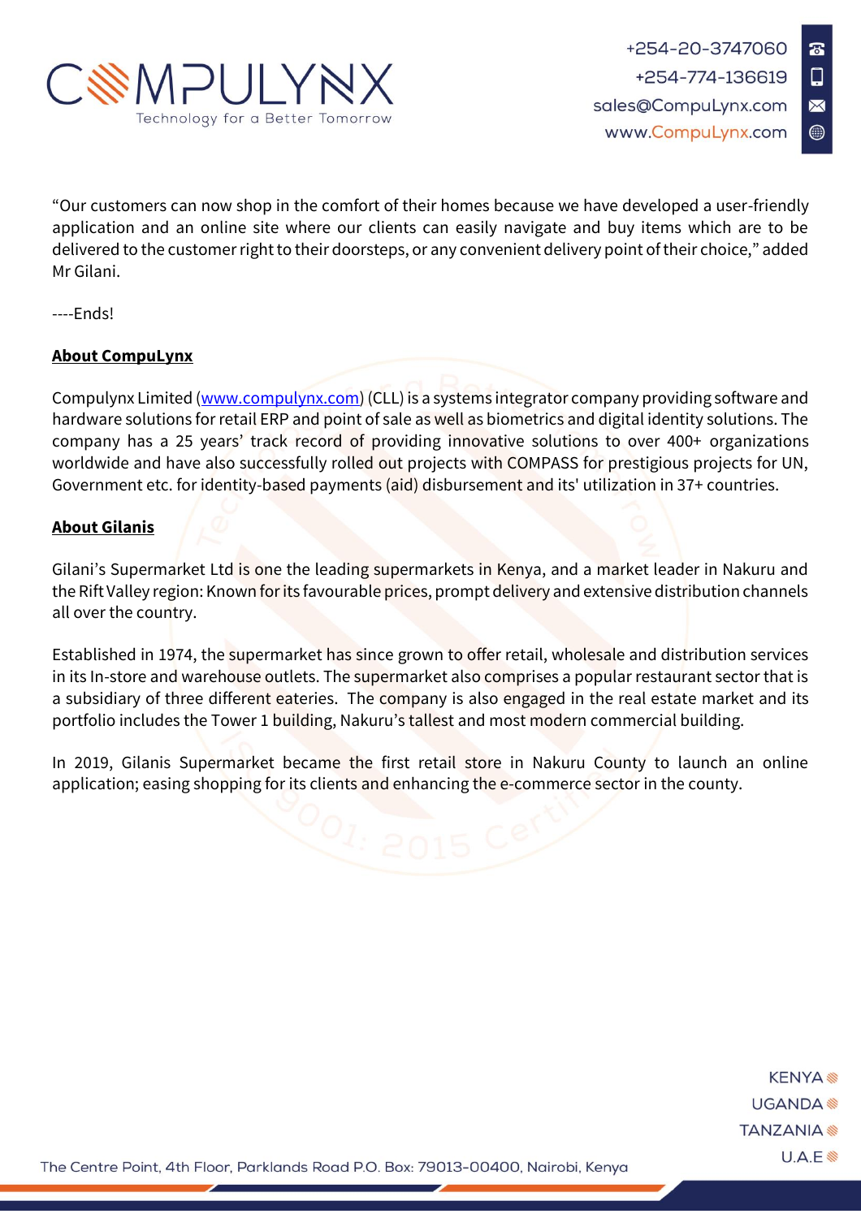"Our customers can now shop in the comfort of their homes because we have developed a user-friendly application and an online site where our clients can easily navigate and buy items which are to be delivered to the customer right to their doorsteps, or any convenient delivery point of their choice," added Mr Gilani.

----Ends!

**About CompuLynx**

Compulynx Limited (www.compulynx.com) (CLL) is a systems integrator company providing software and hardware solutions for retail ERP and point of sale as well as biometrics and digital identity solutions. The company has a 25 years' track record of providing innovative solutions to over 400+ organizations worldwide and have also successfully rolled out projects with COMPASS for prestigious projects for UN, Government etc. for identity-based payments (aid) disbursement and its' utilization in 37+ countries.

**About Gilanis**

Gilani's Supermarket Ltd is one the leading supermarkets in Kenya, and a market leader in Nakuru and the Rift Valley region: Known for its favourable prices, prompt delivery and extensive distribution channels all over the country.

Established in 1974, the supermarket has since grown to offer retail, wholesale and distribution services in its In-store and warehouse outlets. The supermarket also comprises a popular restaurant sector that is a subsidiary of three different eateries. The company is also engaged in the real estate market and its portfolio includes the Tower 1 building, Nakuru's tallest and most modern commercial building.

In 2019, Gilanis Supermarket became the first retail store in Nakuru County to launch an online application; easing shopping for its clients and enhancing the e-commerce sector in the county.